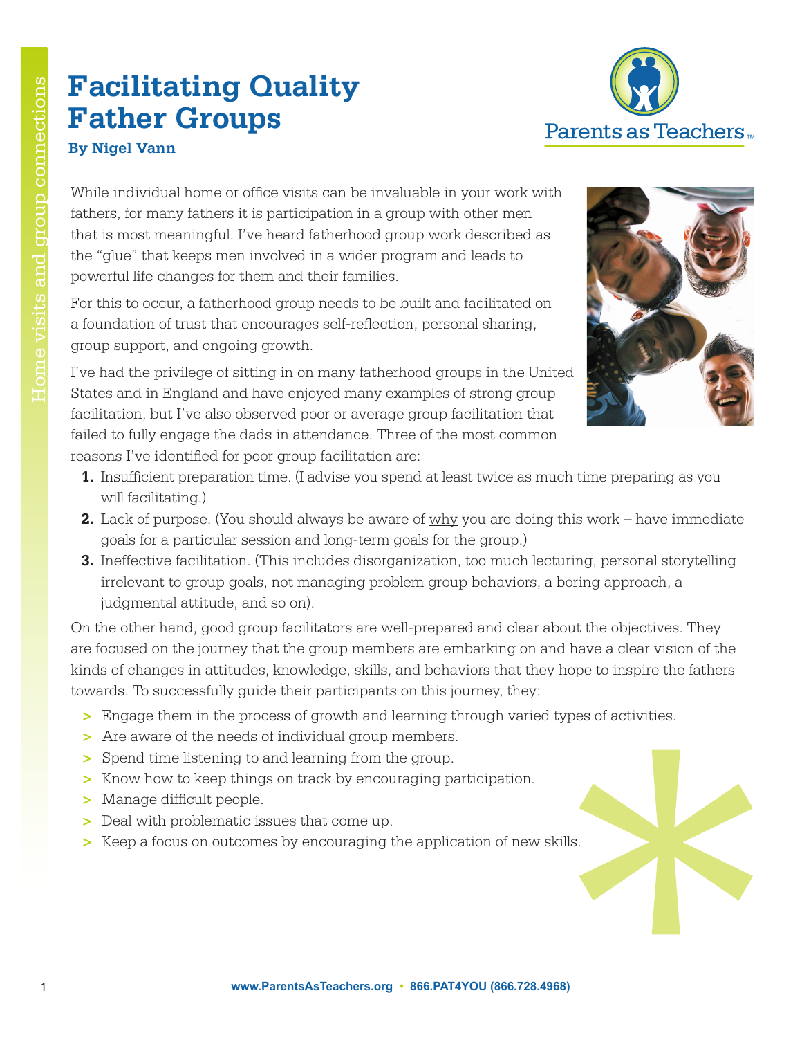# Facilitating Quality Father Groups

**By Nigel Vann**

While individual home or office visits can be invaluable in your work with fathers, for many fathers it is participation in a group with other men that is most meaningful. I've heard fatherhood group work described as the "glue" that keeps men involved in a wider program and leads to powerful life changes for them and their families.

For this to occur, a fatherhood group needs to be built and facilitated on a foundation of trust that encourages self-reflection, personal sharing, group support, and ongoing growth.

I've had the privilege of sitting in on many fatherhood groups in the United States and in England and have enjoyed many examples of strong group facilitation, but I've also observed poor or average group facilitation that failed to fully engage the dads in attendance. Three of the most common reasons I've identified for poor group facilitation are:

1. Insufficient preparation time. (I advise you spend at least twice as much time preparing as you will facilitating.)
2. Lack of purpose. (You should always be aware of why you are doing this work – have immediate goals for a particular session and long-term goals for the group.)
3. Ineffective facilitation. (This includes disorganization, too much lecturing, personal storytelling irrelevant to group goals, not managing problem group behaviors, a boring approach, a judgmental attitude, and so on).

On the other hand, good group facilitators are well-prepared and clear about the objectives. They are focused on the journey that the group members are embarking on and have a clear vision of the kinds of changes in attitudes, knowledge, skills, and behaviors that they hope to inspire the fathers towards. To successfully guide their participants on this journey, they:

- Engage them in the process of growth and learning through varied types of activities.
- Are aware of the needs of individual group members.
- Spend time listening to and learning from the group.
- Know how to keep things on track by encouraging participation.
- Manage difficult people.
- Deal with problematic issues that come up.
- Keep a focus on outcomes by encouraging the application of new skills.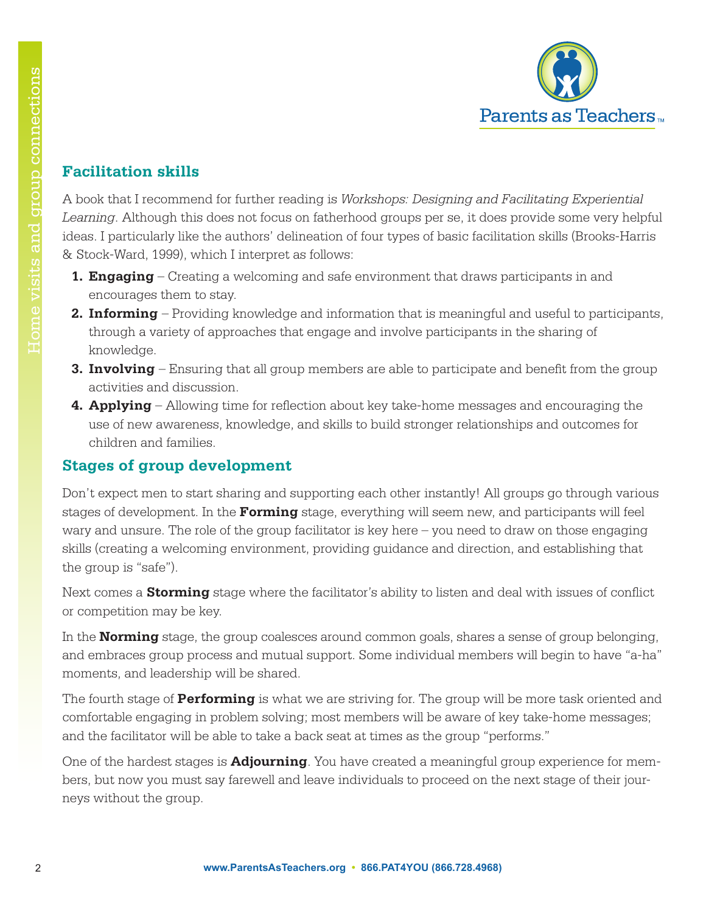## Facilitation skills

A book that I recommend for further reading is *Workshops: Designing and Facilitating Experiential Learning*. Although this does not focus on fatherhood groups per se, it does provide some very helpful ideas. I particularly like the authors' delineation of four types of basic facilitation skills (Brooks-Harris & Stock-Ward, 1999), which I interpret as follows:

1. **Engaging** – Creating a welcoming and safe environment that draws participants in and encourages them to stay.
2. **Informing** – Providing knowledge and information that is meaningful and useful to participants, through a variety of approaches that engage and involve participants in the sharing of knowledge.
3. **Involving** – Ensuring that all group members are able to participate and benefit from the group activities and discussion.
4. **Applying** – Allowing time for reflection about key take-home messages and encouraging the use of new awareness, knowledge, and skills to build stronger relationships and outcomes for children and families.

## Stages of group development

Don't expect men to start sharing and supporting each other instantly! All groups go through various stages of development. In the **Forming** stage, everything will seem new, and participants will feel wary and unsure. The role of the group facilitator is key here – you need to draw on those engaging skills (creating a welcoming environment, providing guidance and direction, and establishing that the group is "safe").

Next comes a **Storming** stage where the facilitator's ability to listen and deal with issues of conflict or competition may be key.

In the **Norming** stage, the group coalesces around common goals, shares a sense of group belonging, and embraces group process and mutual support. Some individual members will begin to have "a-ha" moments, and leadership will be shared.

The fourth stage of **Performing** is what we are striving for. The group will be more task oriented and comfortable engaging in problem solving; most members will be aware of key take-home messages; and the facilitator will be able to take a back seat at times as the group "performs."

One of the hardest stages is **Adjourning**. You have created a meaningful group experience for members, but now you must say farewell and leave individuals to proceed on the next stage of their journeys without the group.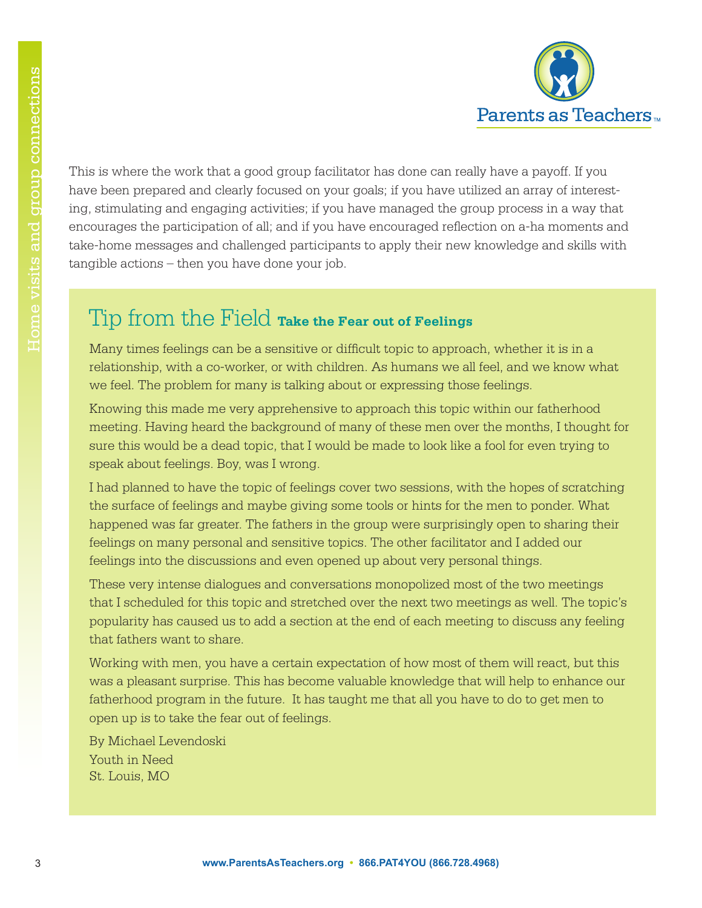This is where the work that a good group facilitator has done can really have a payoff. If you have been prepared and clearly focused on your goals; if you have utilized an array of interesting, stimulating and engaging activities; if you have managed the group process in a way that encourages the participation of all; and if you have encouraged reflection on a-ha moments and take-home messages and challenged participants to apply their new knowledge and skills with tangible actions – then you have done your job.

## Tip from the Field **Take the Fear out of Feelings**

Many times feelings can be a sensitive or difficult topic to approach, whether it is in a relationship, with a co-worker, or with children. As humans we all feel, and we know what we feel. The problem for many is talking about or expressing those feelings.

Knowing this made me very apprehensive to approach this topic within our fatherhood meeting. Having heard the background of many of these men over the months, I thought for sure this would be a dead topic, that I would be made to look like a fool for even trying to speak about feelings. Boy, was I wrong.

I had planned to have the topic of feelings cover two sessions, with the hopes of scratching the surface of feelings and maybe giving some tools or hints for the men to ponder. What happened was far greater. The fathers in the group were surprisingly open to sharing their feelings on many personal and sensitive topics. The other facilitator and I added our feelings into the discussions and even opened up about very personal things.

These very intense dialogues and conversations monopolized most of the two meetings that I scheduled for this topic and stretched over the next two meetings as well. The topic's popularity has caused us to add a section at the end of each meeting to discuss any feeling that fathers want to share.

Working with men, you have a certain expectation of how most of them will react, but this was a pleasant surprise. This has become valuable knowledge that will help to enhance our fatherhood program in the future. It has taught me that all you have to do to get men to open up is to take the fear out of feelings.

By Michael Levendoski
Youth in Need
St. Louis, MO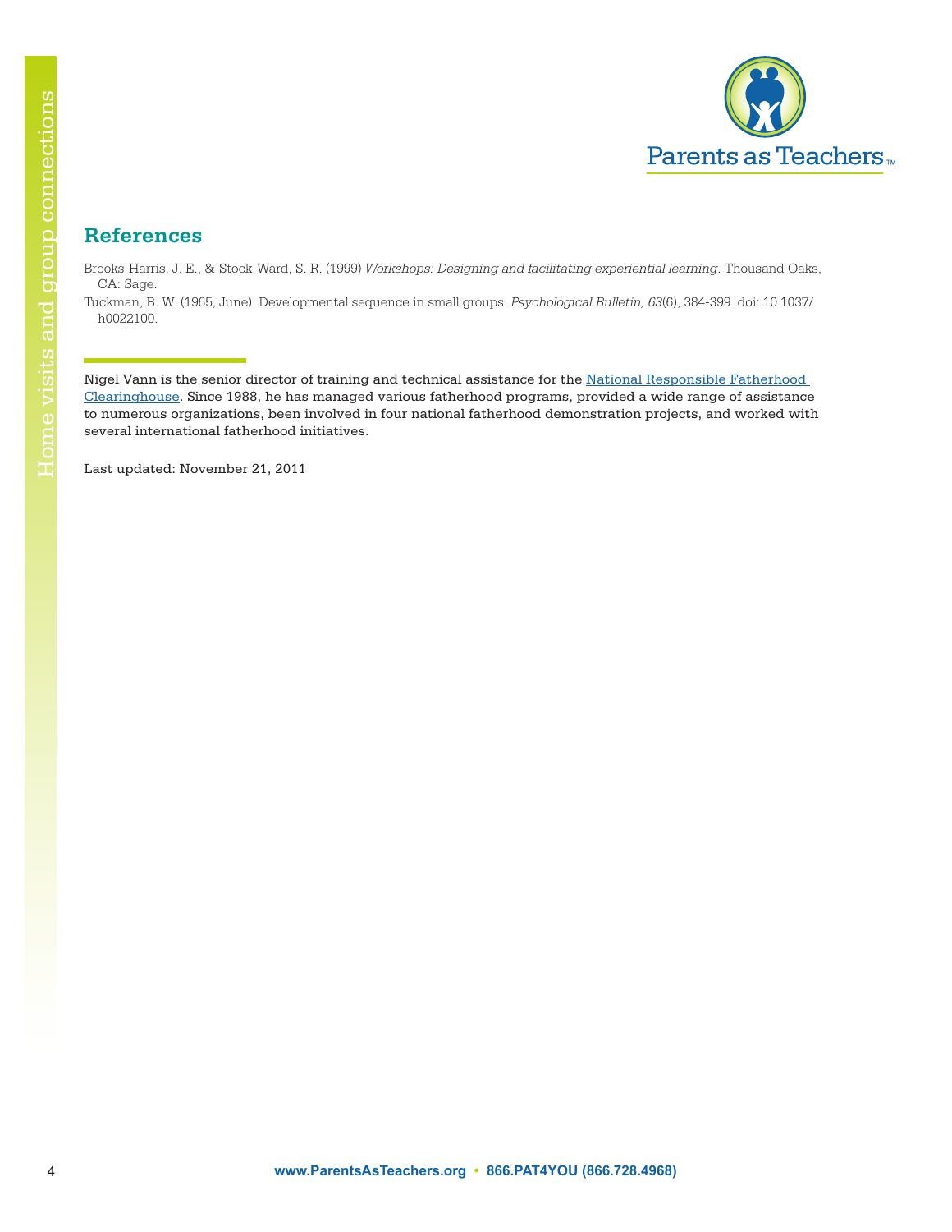## References

Brooks-Harris, J. E., & Stock-Ward, S. R. (1999) *Workshops: Designing and facilitating experiential learning*. Thousand Oaks, CA: Sage.

Tuckman, B. W. (1965, June). Developmental sequence in small groups. *Psychological Bulletin, 63*(6), 384-399. doi: 10.1037/h0022100.

Nigel Vann is the senior director of training and technical assistance for the National Responsible Fatherhood Clearinghouse. Since 1988, he has managed various fatherhood programs, provided a wide range of assistance to numerous organizations, been involved in four national fatherhood demonstration projects, and worked with several international fatherhood initiatives.

Last updated: November 21, 2011